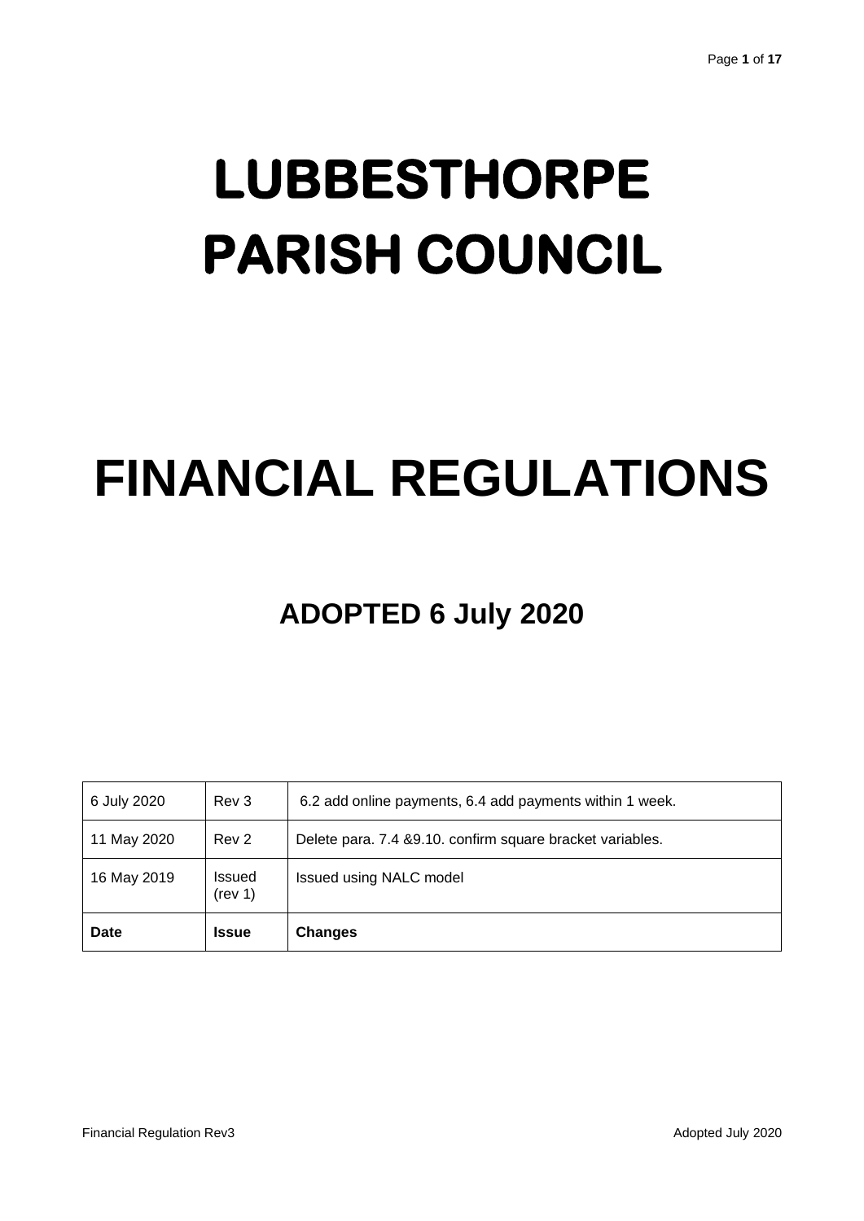# LUBBESTHORPE PARISH COUNCIL

# FINANCIAL REGULATIONS

## ADOPTED 6 July 2020

| 6 July 2020 | Rev 3 | 6.2 add online payments, 6.4 add payments within 1 week. |
|---|---|---|
| 11 May 2020 | Rev 2 | Delete para. 7.4 &9.10. confirm square bracket variables. |
| 16 May 2019 | Issued (rev 1) | Issued using NALC model |
| **Date** | **Issue** | **Changes** |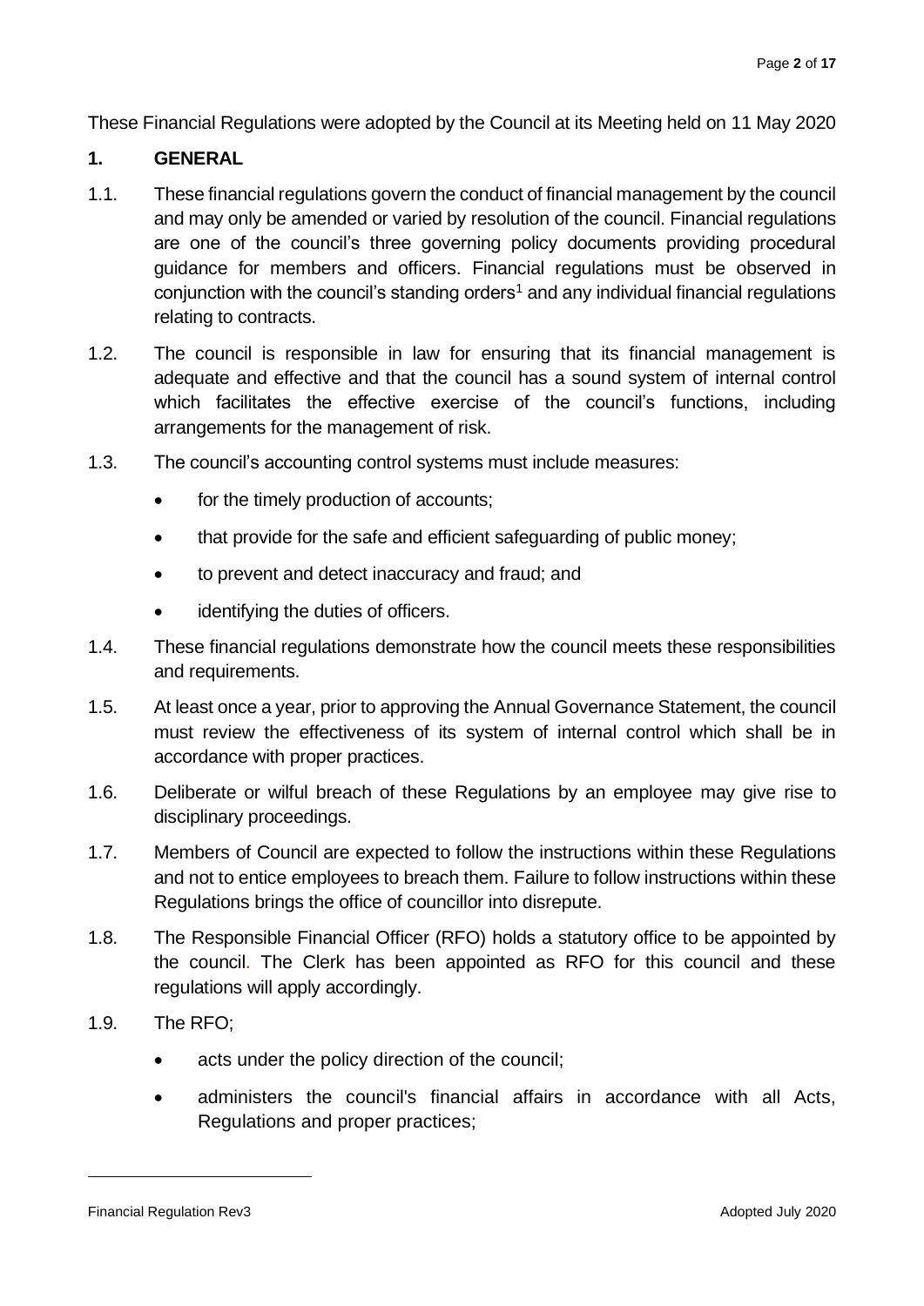These Financial Regulations were adopted by the Council at its Meeting held on 11 May 2020

## 1. GENERAL

1.1. These financial regulations govern the conduct of financial management by the council and may only be amended or varied by resolution of the council. Financial regulations are one of the council's three governing policy documents providing procedural guidance for members and officers. Financial regulations must be observed in conjunction with the council's standing orders[1] and any individual financial regulations relating to contracts.

1.2. The council is responsible in law for ensuring that its financial management is adequate and effective and that the council has a sound system of internal control which facilitates the effective exercise of the council's functions, including arrangements for the management of risk.

1.3. The council's accounting control systems must include measures:

- for the timely production of accounts;
- that provide for the safe and efficient safeguarding of public money;
- to prevent and detect inaccuracy and fraud; and
- identifying the duties of officers.

1.4. These financial regulations demonstrate how the council meets these responsibilities and requirements.

1.5. At least once a year, prior to approving the Annual Governance Statement, the council must review the effectiveness of its system of internal control which shall be in accordance with proper practices.

1.6. Deliberate or wilful breach of these Regulations by an employee may give rise to disciplinary proceedings.

1.7. Members of Council are expected to follow the instructions within these Regulations and not to entice employees to breach them. Failure to follow instructions within these Regulations brings the office of councillor into disrepute.

1.8. The Responsible Financial Officer (RFO) holds a statutory office to be appointed by the council. The Clerk has been appointed as RFO for this council and these regulations will apply accordingly.

1.9. The RFO;

- acts under the policy direction of the council;
- administers the council's financial affairs in accordance with all Acts, Regulations and proper practices;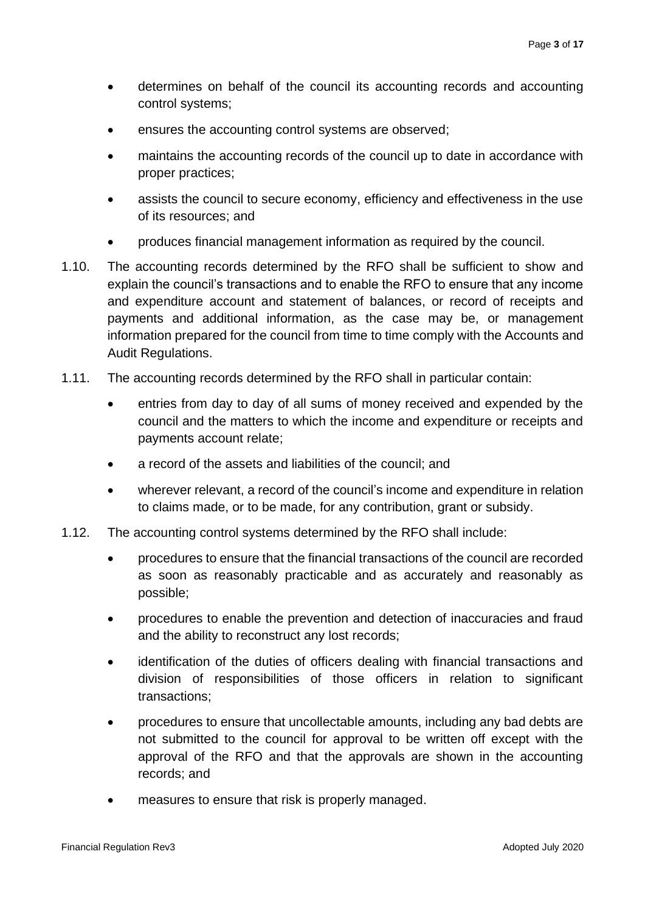- determines on behalf of the council its accounting records and accounting control systems;
- ensures the accounting control systems are observed;
- maintains the accounting records of the council up to date in accordance with proper practices;
- assists the council to secure economy, efficiency and effectiveness in the use of its resources; and
- produces financial management information as required by the council.

1.10. The accounting records determined by the RFO shall be sufficient to show and explain the council's transactions and to enable the RFO to ensure that any income and expenditure account and statement of balances, or record of receipts and payments and additional information, as the case may be, or management information prepared for the council from time to time comply with the Accounts and Audit Regulations.

1.11. The accounting records determined by the RFO shall in particular contain:

- entries from day to day of all sums of money received and expended by the council and the matters to which the income and expenditure or receipts and payments account relate;
- a record of the assets and liabilities of the council; and
- wherever relevant, a record of the council's income and expenditure in relation to claims made, or to be made, for any contribution, grant or subsidy.

1.12. The accounting control systems determined by the RFO shall include:

- procedures to ensure that the financial transactions of the council are recorded as soon as reasonably practicable and as accurately and reasonably as possible;
- procedures to enable the prevention and detection of inaccuracies and fraud and the ability to reconstruct any lost records;
- identification of the duties of officers dealing with financial transactions and division of responsibilities of those officers in relation to significant transactions;
- procedures to ensure that uncollectable amounts, including any bad debts are not submitted to the council for approval to be written off except with the approval of the RFO and that the approvals are shown in the accounting records; and
- measures to ensure that risk is properly managed.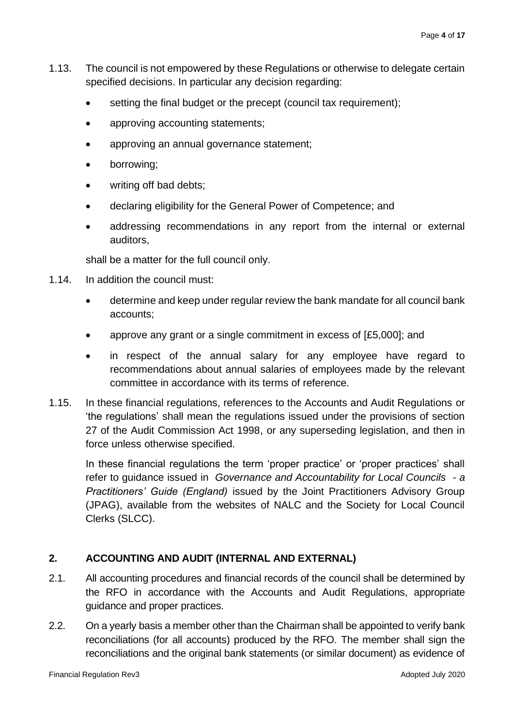1.13. The council is not empowered by these Regulations or otherwise to delegate certain specified decisions. In particular any decision regarding:

- setting the final budget or the precept (council tax requirement);
- approving accounting statements;
- approving an annual governance statement;
- borrowing;
- writing off bad debts;
- declaring eligibility for the General Power of Competence; and
- addressing recommendations in any report from the internal or external auditors,

shall be a matter for the full council only.

1.14. In addition the council must:

- determine and keep under regular review the bank mandate for all council bank accounts;
- approve any grant or a single commitment in excess of [£5,000]; and
- in respect of the annual salary for any employee have regard to recommendations about annual salaries of employees made by the relevant committee in accordance with its terms of reference.

1.15. In these financial regulations, references to the Accounts and Audit Regulations or 'the regulations' shall mean the regulations issued under the provisions of section 27 of the Audit Commission Act 1998, or any superseding legislation, and then in force unless otherwise specified.

In these financial regulations the term 'proper practice' or 'proper practices' shall refer to guidance issued in *Governance and Accountability for Local Councils - a Practitioners' Guide (England)* issued by the Joint Practitioners Advisory Group (JPAG), available from the websites of NALC and the Society for Local Council Clerks (SLCC).

## 2. ACCOUNTING AND AUDIT (INTERNAL AND EXTERNAL)

2.1. All accounting procedures and financial records of the council shall be determined by the RFO in accordance with the Accounts and Audit Regulations, appropriate guidance and proper practices.

2.2. On a yearly basis a member other than the Chairman shall be appointed to verify bank reconciliations (for all accounts) produced by the RFO. The member shall sign the reconciliations and the original bank statements (or similar document) as evidence of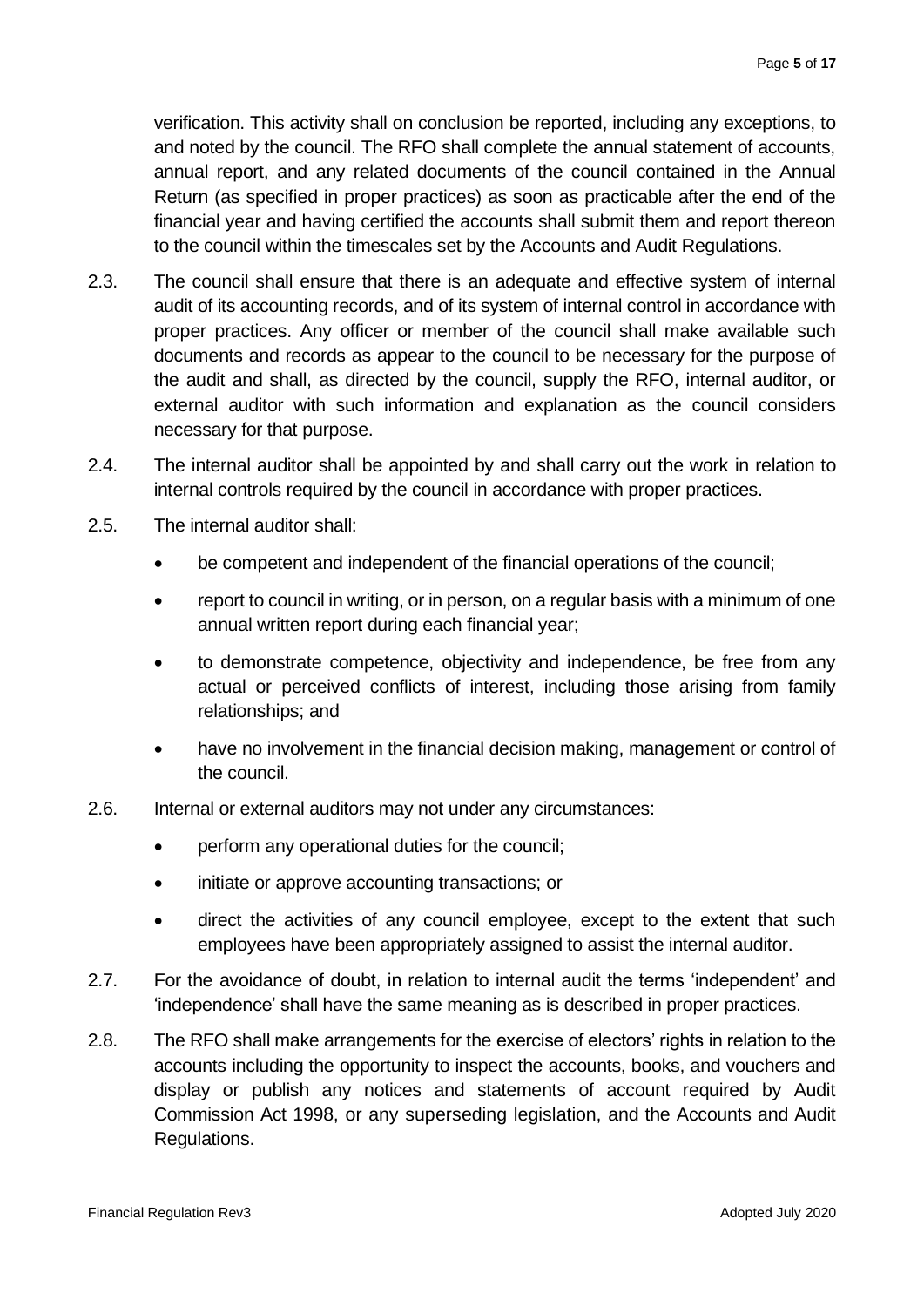verification. This activity shall on conclusion be reported, including any exceptions, to and noted by the council. The RFO shall complete the annual statement of accounts, annual report, and any related documents of the council contained in the Annual Return (as specified in proper practices) as soon as practicable after the end of the financial year and having certified the accounts shall submit them and report thereon to the council within the timescales set by the Accounts and Audit Regulations.

2.3. The council shall ensure that there is an adequate and effective system of internal audit of its accounting records, and of its system of internal control in accordance with proper practices. Any officer or member of the council shall make available such documents and records as appear to the council to be necessary for the purpose of the audit and shall, as directed by the council, supply the RFO, internal auditor, or external auditor with such information and explanation as the council considers necessary for that purpose.

2.4. The internal auditor shall be appointed by and shall carry out the work in relation to internal controls required by the council in accordance with proper practices.

2.5. The internal auditor shall:

- be competent and independent of the financial operations of the council;
- report to council in writing, or in person, on a regular basis with a minimum of one annual written report during each financial year;
- to demonstrate competence, objectivity and independence, be free from any actual or perceived conflicts of interest, including those arising from family relationships; and
- have no involvement in the financial decision making, management or control of the council.

2.6. Internal or external auditors may not under any circumstances:

- perform any operational duties for the council;
- initiate or approve accounting transactions; or
- direct the activities of any council employee, except to the extent that such employees have been appropriately assigned to assist the internal auditor.

2.7. For the avoidance of doubt, in relation to internal audit the terms 'independent' and 'independence' shall have the same meaning as is described in proper practices.

2.8. The RFO shall make arrangements for the exercise of electors' rights in relation to the accounts including the opportunity to inspect the accounts, books, and vouchers and display or publish any notices and statements of account required by Audit Commission Act 1998, or any superseding legislation, and the Accounts and Audit Regulations.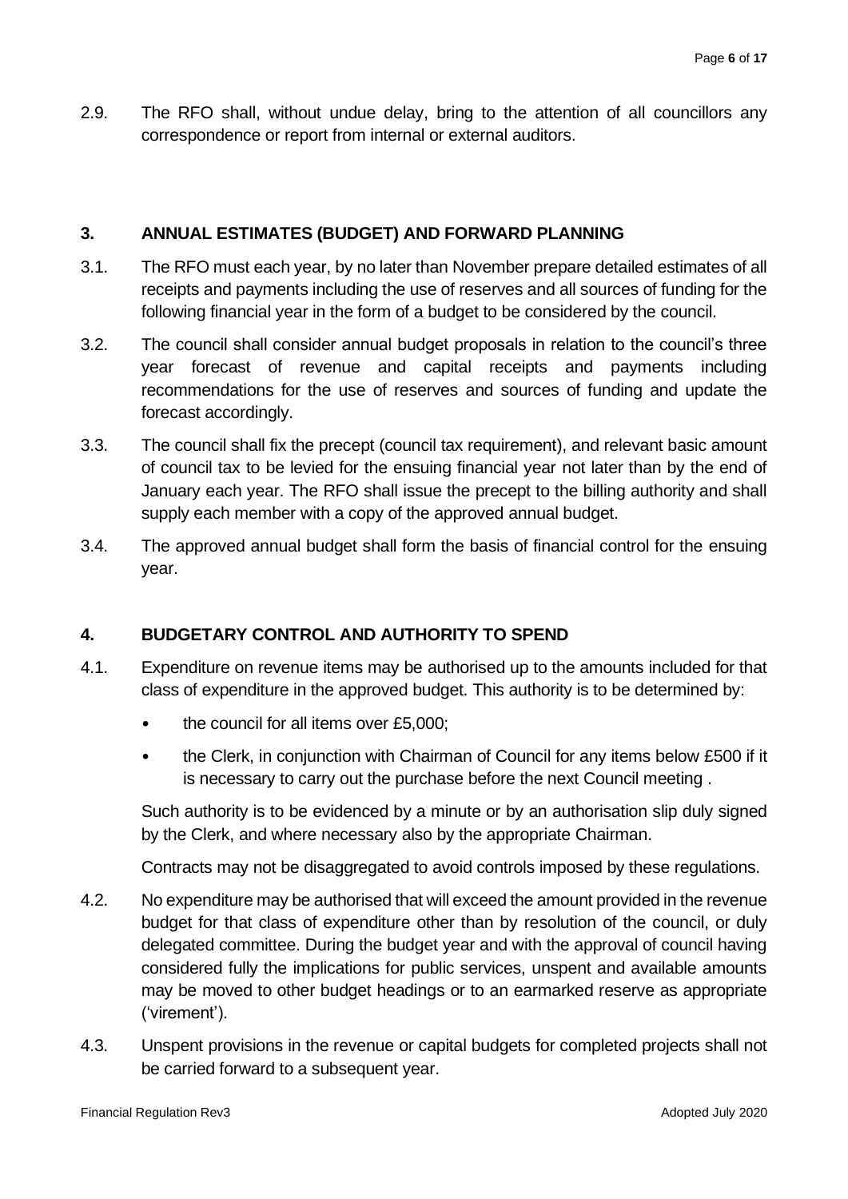2.9. The RFO shall, without undue delay, bring to the attention of all councillors any correspondence or report from internal or external auditors.

## 3. ANNUAL ESTIMATES (BUDGET) AND FORWARD PLANNING

3.1. The RFO must each year, by no later than November prepare detailed estimates of all receipts and payments including the use of reserves and all sources of funding for the following financial year in the form of a budget to be considered by the council.

3.2. The council shall consider annual budget proposals in relation to the council's three year forecast of revenue and capital receipts and payments including recommendations for the use of reserves and sources of funding and update the forecast accordingly.

3.3. The council shall fix the precept (council tax requirement), and relevant basic amount of council tax to be levied for the ensuing financial year not later than by the end of January each year. The RFO shall issue the precept to the billing authority and shall supply each member with a copy of the approved annual budget.

3.4. The approved annual budget shall form the basis of financial control for the ensuing year.

## 4. BUDGETARY CONTROL AND AUTHORITY TO SPEND

4.1. Expenditure on revenue items may be authorised up to the amounts included for that class of expenditure in the approved budget. This authority is to be determined by:

- the council for all items over £5,000;
- the Clerk, in conjunction with Chairman of Council for any items below £500 if it is necessary to carry out the purchase before the next Council meeting .

Such authority is to be evidenced by a minute or by an authorisation slip duly signed by the Clerk, and where necessary also by the appropriate Chairman.

Contracts may not be disaggregated to avoid controls imposed by these regulations.

4.2. No expenditure may be authorised that will exceed the amount provided in the revenue budget for that class of expenditure other than by resolution of the council, or duly delegated committee. During the budget year and with the approval of council having considered fully the implications for public services, unspent and available amounts may be moved to other budget headings or to an earmarked reserve as appropriate ('virement').

4.3. Unspent provisions in the revenue or capital budgets for completed projects shall not be carried forward to a subsequent year.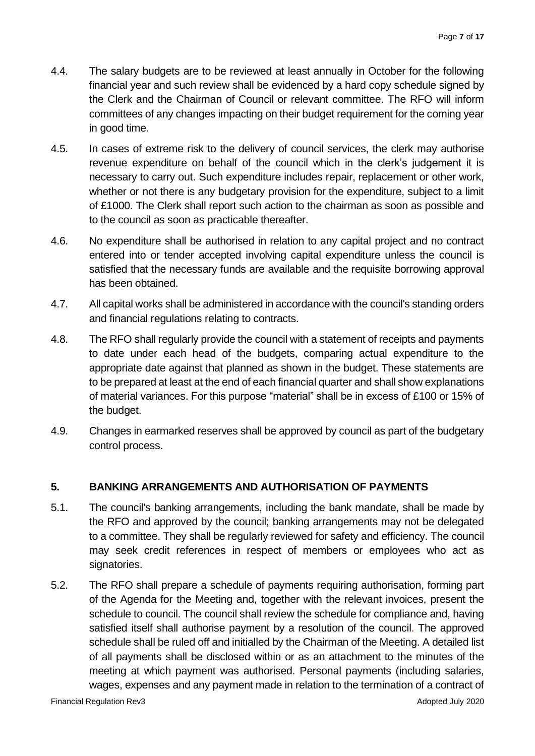4.4. The salary budgets are to be reviewed at least annually in October for the following financial year and such review shall be evidenced by a hard copy schedule signed by the Clerk and the Chairman of Council or relevant committee. The RFO will inform committees of any changes impacting on their budget requirement for the coming year in good time.

4.5. In cases of extreme risk to the delivery of council services, the clerk may authorise revenue expenditure on behalf of the council which in the clerk's judgement it is necessary to carry out. Such expenditure includes repair, replacement or other work, whether or not there is any budgetary provision for the expenditure, subject to a limit of £1000. The Clerk shall report such action to the chairman as soon as possible and to the council as soon as practicable thereafter.

4.6. No expenditure shall be authorised in relation to any capital project and no contract entered into or tender accepted involving capital expenditure unless the council is satisfied that the necessary funds are available and the requisite borrowing approval has been obtained.

4.7. All capital works shall be administered in accordance with the council's standing orders and financial regulations relating to contracts.

4.8. The RFO shall regularly provide the council with a statement of receipts and payments to date under each head of the budgets, comparing actual expenditure to the appropriate date against that planned as shown in the budget. These statements are to be prepared at least at the end of each financial quarter and shall show explanations of material variances. For this purpose "material" shall be in excess of £100 or 15% of the budget.

4.9. Changes in earmarked reserves shall be approved by council as part of the budgetary control process.

## 5. BANKING ARRANGEMENTS AND AUTHORISATION OF PAYMENTS

5.1. The council's banking arrangements, including the bank mandate, shall be made by the RFO and approved by the council; banking arrangements may not be delegated to a committee. They shall be regularly reviewed for safety and efficiency. The council may seek credit references in respect of members or employees who act as signatories.

5.2. The RFO shall prepare a schedule of payments requiring authorisation, forming part of the Agenda for the Meeting and, together with the relevant invoices, present the schedule to council. The council shall review the schedule for compliance and, having satisfied itself shall authorise payment by a resolution of the council. The approved schedule shall be ruled off and initialled by the Chairman of the Meeting. A detailed list of all payments shall be disclosed within or as an attachment to the minutes of the meeting at which payment was authorised. Personal payments (including salaries, wages, expenses and any payment made in relation to the termination of a contract of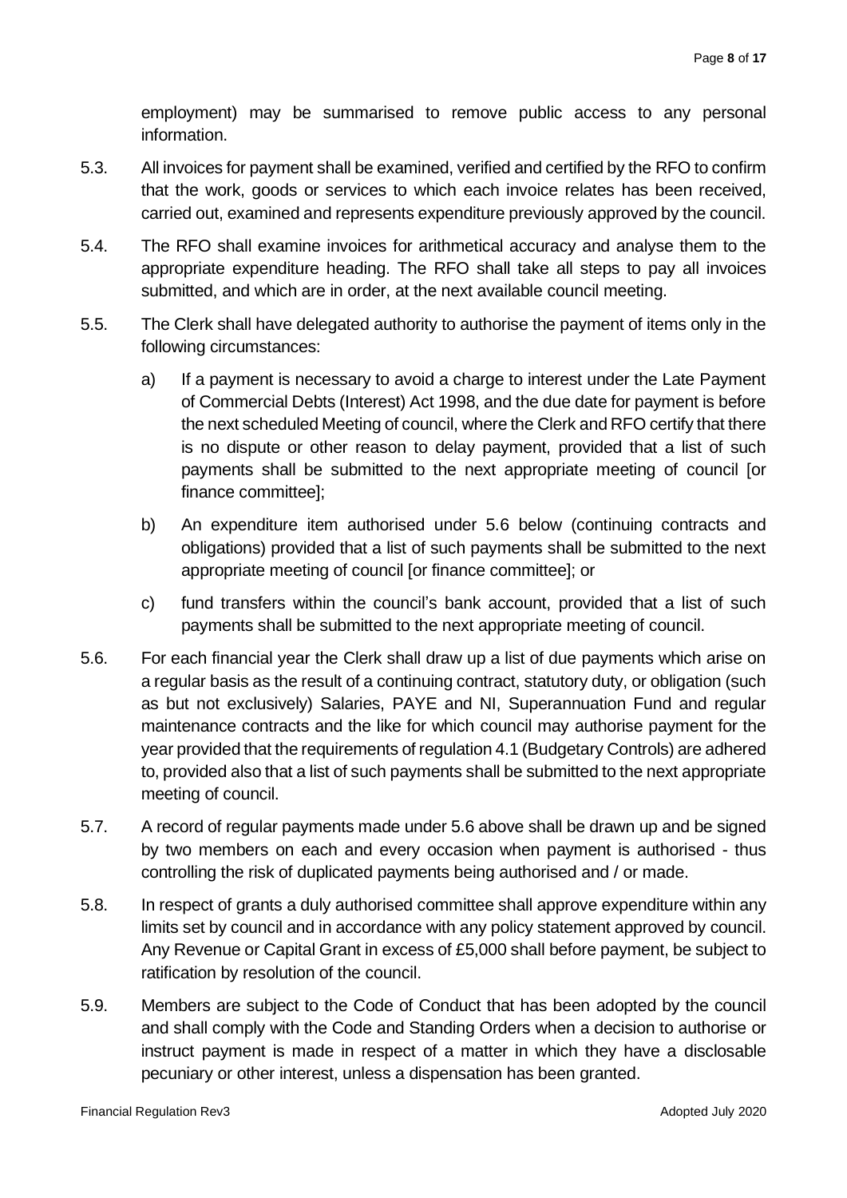employment) may be summarised to remove public access to any personal information.

5.3. All invoices for payment shall be examined, verified and certified by the RFO to confirm that the work, goods or services to which each invoice relates has been received, carried out, examined and represents expenditure previously approved by the council.

5.4. The RFO shall examine invoices for arithmetical accuracy and analyse them to the appropriate expenditure heading. The RFO shall take all steps to pay all invoices submitted, and which are in order, at the next available council meeting.

5.5. The Clerk shall have delegated authority to authorise the payment of items only in the following circumstances:

   a) If a payment is necessary to avoid a charge to interest under the Late Payment of Commercial Debts (Interest) Act 1998, and the due date for payment is before the next scheduled Meeting of council, where the Clerk and RFO certify that there is no dispute or other reason to delay payment, provided that a list of such payments shall be submitted to the next appropriate meeting of council [or finance committee];

   b) An expenditure item authorised under 5.6 below (continuing contracts and obligations) provided that a list of such payments shall be submitted to the next appropriate meeting of council [or finance committee]; or

   c) fund transfers within the council's bank account, provided that a list of such payments shall be submitted to the next appropriate meeting of council.

5.6. For each financial year the Clerk shall draw up a list of due payments which arise on a regular basis as the result of a continuing contract, statutory duty, or obligation (such as but not exclusively) Salaries, PAYE and NI, Superannuation Fund and regular maintenance contracts and the like for which council may authorise payment for the year provided that the requirements of regulation 4.1 (Budgetary Controls) are adhered to, provided also that a list of such payments shall be submitted to the next appropriate meeting of council.

5.7. A record of regular payments made under 5.6 above shall be drawn up and be signed by two members on each and every occasion when payment is authorised - thus controlling the risk of duplicated payments being authorised and / or made.

5.8. In respect of grants a duly authorised committee shall approve expenditure within any limits set by council and in accordance with any policy statement approved by council. Any Revenue or Capital Grant in excess of £5,000 shall before payment, be subject to ratification by resolution of the council.

5.9. Members are subject to the Code of Conduct that has been adopted by the council and shall comply with the Code and Standing Orders when a decision to authorise or instruct payment is made in respect of a matter in which they have a disclosable pecuniary or other interest, unless a dispensation has been granted.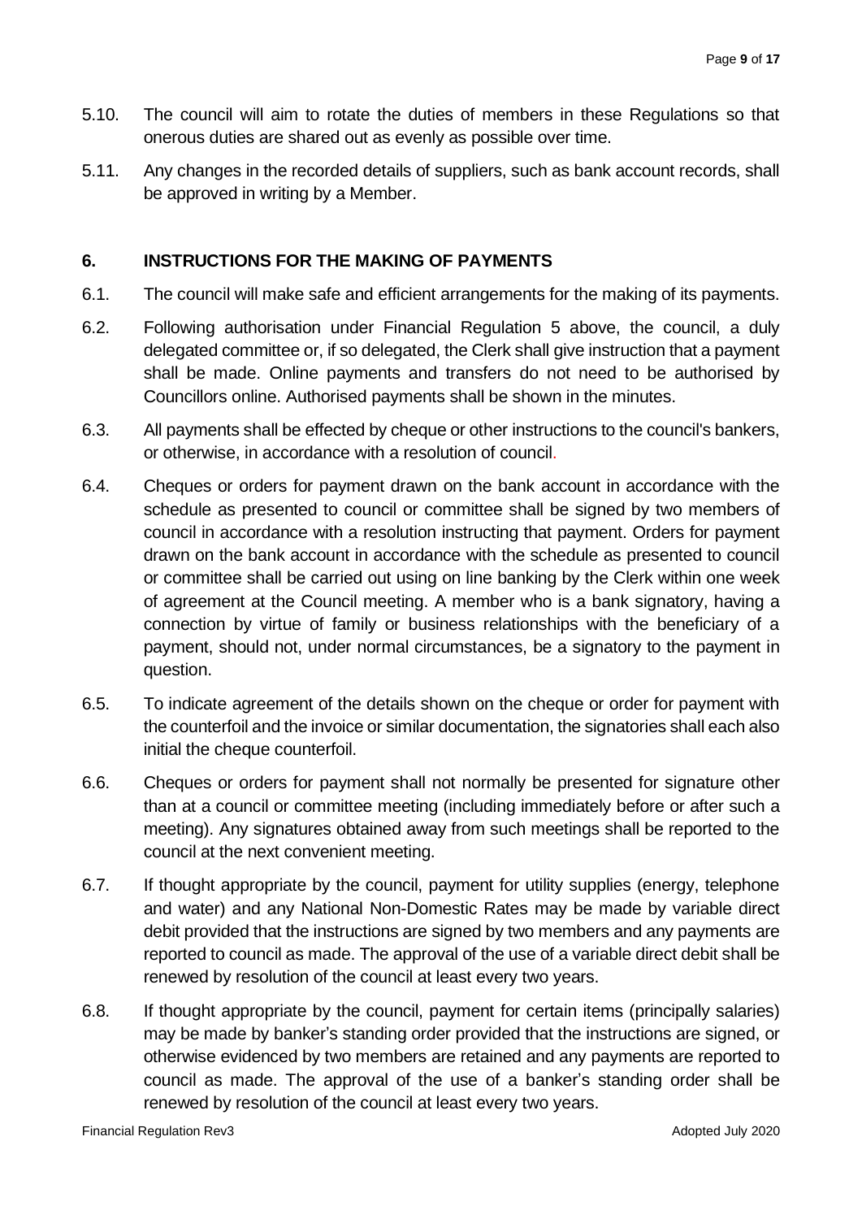5.10. The council will aim to rotate the duties of members in these Regulations so that onerous duties are shared out as evenly as possible over time.

5.11. Any changes in the recorded details of suppliers, such as bank account records, shall be approved in writing by a Member.

## 6. INSTRUCTIONS FOR THE MAKING OF PAYMENTS

6.1. The council will make safe and efficient arrangements for the making of its payments.

6.2. Following authorisation under Financial Regulation 5 above, the council, a duly delegated committee or, if so delegated, the Clerk shall give instruction that a payment shall be made. Online payments and transfers do not need to be authorised by Councillors online. Authorised payments shall be shown in the minutes.

6.3. All payments shall be effected by cheque or other instructions to the council's bankers, or otherwise, in accordance with a resolution of council.

6.4. Cheques or orders for payment drawn on the bank account in accordance with the schedule as presented to council or committee shall be signed by two members of council in accordance with a resolution instructing that payment. Orders for payment drawn on the bank account in accordance with the schedule as presented to council or committee shall be carried out using on line banking by the Clerk within one week of agreement at the Council meeting. A member who is a bank signatory, having a connection by virtue of family or business relationships with the beneficiary of a payment, should not, under normal circumstances, be a signatory to the payment in question.

6.5. To indicate agreement of the details shown on the cheque or order for payment with the counterfoil and the invoice or similar documentation, the signatories shall each also initial the cheque counterfoil.

6.6. Cheques or orders for payment shall not normally be presented for signature other than at a council or committee meeting (including immediately before or after such a meeting). Any signatures obtained away from such meetings shall be reported to the council at the next convenient meeting.

6.7. If thought appropriate by the council, payment for utility supplies (energy, telephone and water) and any National Non-Domestic Rates may be made by variable direct debit provided that the instructions are signed by two members and any payments are reported to council as made. The approval of the use of a variable direct debit shall be renewed by resolution of the council at least every two years.

6.8. If thought appropriate by the council, payment for certain items (principally salaries) may be made by banker's standing order provided that the instructions are signed, or otherwise evidenced by two members are retained and any payments are reported to council as made. The approval of the use of a banker's standing order shall be renewed by resolution of the council at least every two years.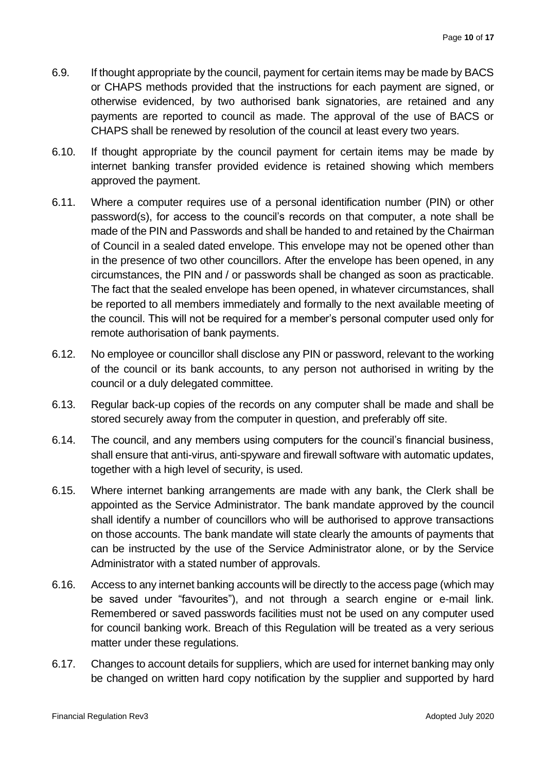6.9. If thought appropriate by the council, payment for certain items may be made by BACS or CHAPS methods provided that the instructions for each payment are signed, or otherwise evidenced, by two authorised bank signatories, are retained and any payments are reported to council as made. The approval of the use of BACS or CHAPS shall be renewed by resolution of the council at least every two years.

6.10. If thought appropriate by the council payment for certain items may be made by internet banking transfer provided evidence is retained showing which members approved the payment.

6.11. Where a computer requires use of a personal identification number (PIN) or other password(s), for access to the council's records on that computer, a note shall be made of the PIN and Passwords and shall be handed to and retained by the Chairman of Council in a sealed dated envelope. This envelope may not be opened other than in the presence of two other councillors. After the envelope has been opened, in any circumstances, the PIN and / or passwords shall be changed as soon as practicable. The fact that the sealed envelope has been opened, in whatever circumstances, shall be reported to all members immediately and formally to the next available meeting of the council. This will not be required for a member's personal computer used only for remote authorisation of bank payments.

6.12. No employee or councillor shall disclose any PIN or password, relevant to the working of the council or its bank accounts, to any person not authorised in writing by the council or a duly delegated committee.

6.13. Regular back-up copies of the records on any computer shall be made and shall be stored securely away from the computer in question, and preferably off site.

6.14. The council, and any members using computers for the council's financial business, shall ensure that anti-virus, anti-spyware and firewall software with automatic updates, together with a high level of security, is used.

6.15. Where internet banking arrangements are made with any bank, the Clerk shall be appointed as the Service Administrator. The bank mandate approved by the council shall identify a number of councillors who will be authorised to approve transactions on those accounts. The bank mandate will state clearly the amounts of payments that can be instructed by the use of the Service Administrator alone, or by the Service Administrator with a stated number of approvals.

6.16. Access to any internet banking accounts will be directly to the access page (which may be saved under "favourites"), and not through a search engine or e-mail link. Remembered or saved passwords facilities must not be used on any computer used for council banking work. Breach of this Regulation will be treated as a very serious matter under these regulations.

6.17. Changes to account details for suppliers, which are used for internet banking may only be changed on written hard copy notification by the supplier and supported by hard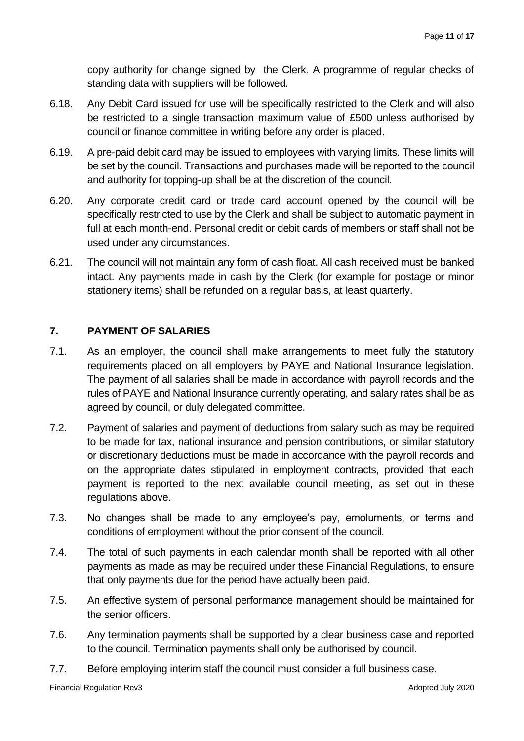copy authority for change signed by the Clerk. A programme of regular checks of standing data with suppliers will be followed.

6.18. Any Debit Card issued for use will be specifically restricted to the Clerk and will also be restricted to a single transaction maximum value of £500 unless authorised by council or finance committee in writing before any order is placed.

6.19. A pre-paid debit card may be issued to employees with varying limits. These limits will be set by the council. Transactions and purchases made will be reported to the council and authority for topping-up shall be at the discretion of the council.

6.20. Any corporate credit card or trade card account opened by the council will be specifically restricted to use by the Clerk and shall be subject to automatic payment in full at each month-end. Personal credit or debit cards of members or staff shall not be used under any circumstances.

6.21. The council will not maintain any form of cash float. All cash received must be banked intact. Any payments made in cash by the Clerk (for example for postage or minor stationery items) shall be refunded on a regular basis, at least quarterly.

## 7. PAYMENT OF SALARIES

7.1. As an employer, the council shall make arrangements to meet fully the statutory requirements placed on all employers by PAYE and National Insurance legislation. The payment of all salaries shall be made in accordance with payroll records and the rules of PAYE and National Insurance currently operating, and salary rates shall be as agreed by council, or duly delegated committee.

7.2. Payment of salaries and payment of deductions from salary such as may be required to be made for tax, national insurance and pension contributions, or similar statutory or discretionary deductions must be made in accordance with the payroll records and on the appropriate dates stipulated in employment contracts, provided that each payment is reported to the next available council meeting, as set out in these regulations above.

7.3. No changes shall be made to any employee's pay, emoluments, or terms and conditions of employment without the prior consent of the council.

7.4. The total of such payments in each calendar month shall be reported with all other payments as made as may be required under these Financial Regulations, to ensure that only payments due for the period have actually been paid.

7.5. An effective system of personal performance management should be maintained for the senior officers.

7.6. Any termination payments shall be supported by a clear business case and reported to the council. Termination payments shall only be authorised by council.

7.7. Before employing interim staff the council must consider a full business case.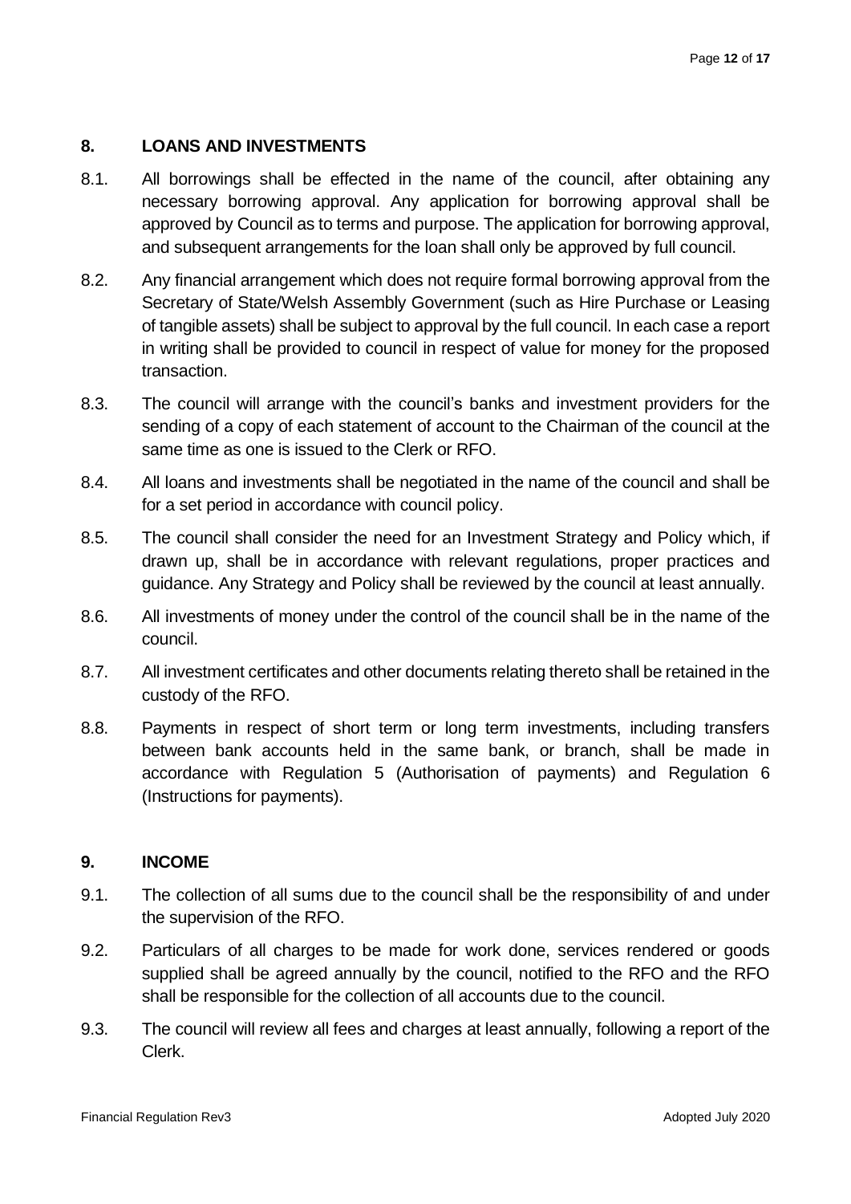## 8. LOANS AND INVESTMENTS

8.1. All borrowings shall be effected in the name of the council, after obtaining any necessary borrowing approval. Any application for borrowing approval shall be approved by Council as to terms and purpose. The application for borrowing approval, and subsequent arrangements for the loan shall only be approved by full council.

8.2. Any financial arrangement which does not require formal borrowing approval from the Secretary of State/Welsh Assembly Government (such as Hire Purchase or Leasing of tangible assets) shall be subject to approval by the full council. In each case a report in writing shall be provided to council in respect of value for money for the proposed transaction.

8.3. The council will arrange with the council's banks and investment providers for the sending of a copy of each statement of account to the Chairman of the council at the same time as one is issued to the Clerk or RFO.

8.4. All loans and investments shall be negotiated in the name of the council and shall be for a set period in accordance with council policy.

8.5. The council shall consider the need for an Investment Strategy and Policy which, if drawn up, shall be in accordance with relevant regulations, proper practices and guidance. Any Strategy and Policy shall be reviewed by the council at least annually.

8.6. All investments of money under the control of the council shall be in the name of the council.

8.7. All investment certificates and other documents relating thereto shall be retained in the custody of the RFO.

8.8. Payments in respect of short term or long term investments, including transfers between bank accounts held in the same bank, or branch, shall be made in accordance with Regulation 5 (Authorisation of payments) and Regulation 6 (Instructions for payments).

## 9. INCOME

9.1. The collection of all sums due to the council shall be the responsibility of and under the supervision of the RFO.

9.2. Particulars of all charges to be made for work done, services rendered or goods supplied shall be agreed annually by the council, notified to the RFO and the RFO shall be responsible for the collection of all accounts due to the council.

9.3. The council will review all fees and charges at least annually, following a report of the Clerk.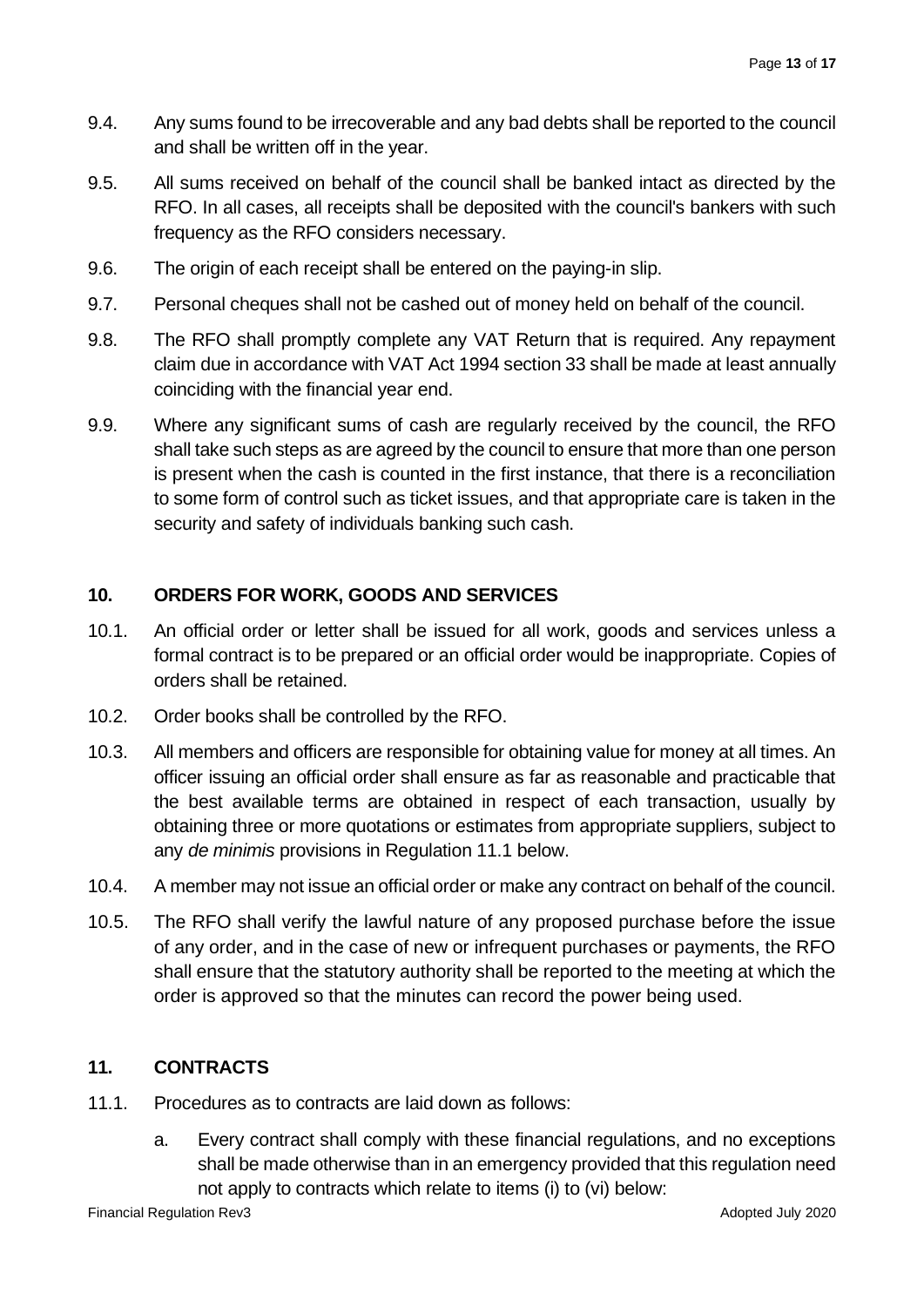9.4. Any sums found to be irrecoverable and any bad debts shall be reported to the council and shall be written off in the year.

9.5. All sums received on behalf of the council shall be banked intact as directed by the RFO. In all cases, all receipts shall be deposited with the council's bankers with such frequency as the RFO considers necessary.

9.6. The origin of each receipt shall be entered on the paying-in slip.

9.7. Personal cheques shall not be cashed out of money held on behalf of the council.

9.8. The RFO shall promptly complete any VAT Return that is required. Any repayment claim due in accordance with VAT Act 1994 section 33 shall be made at least annually coinciding with the financial year end.

9.9. Where any significant sums of cash are regularly received by the council, the RFO shall take such steps as are agreed by the council to ensure that more than one person is present when the cash is counted in the first instance, that there is a reconciliation to some form of control such as ticket issues, and that appropriate care is taken in the security and safety of individuals banking such cash.

## 10. ORDERS FOR WORK, GOODS AND SERVICES

10.1. An official order or letter shall be issued for all work, goods and services unless a formal contract is to be prepared or an official order would be inappropriate. Copies of orders shall be retained.

10.2. Order books shall be controlled by the RFO.

10.3. All members and officers are responsible for obtaining value for money at all times. An officer issuing an official order shall ensure as far as reasonable and practicable that the best available terms are obtained in respect of each transaction, usually by obtaining three or more quotations or estimates from appropriate suppliers, subject to any *de minimis* provisions in Regulation 11.1 below.

10.4. A member may not issue an official order or make any contract on behalf of the council.

10.5. The RFO shall verify the lawful nature of any proposed purchase before the issue of any order, and in the case of new or infrequent purchases or payments, the RFO shall ensure that the statutory authority shall be reported to the meeting at which the order is approved so that the minutes can record the power being used.

## 11. CONTRACTS

11.1. Procedures as to contracts are laid down as follows:

a. Every contract shall comply with these financial regulations, and no exceptions shall be made otherwise than in an emergency provided that this regulation need not apply to contracts which relate to items (i) to (vi) below: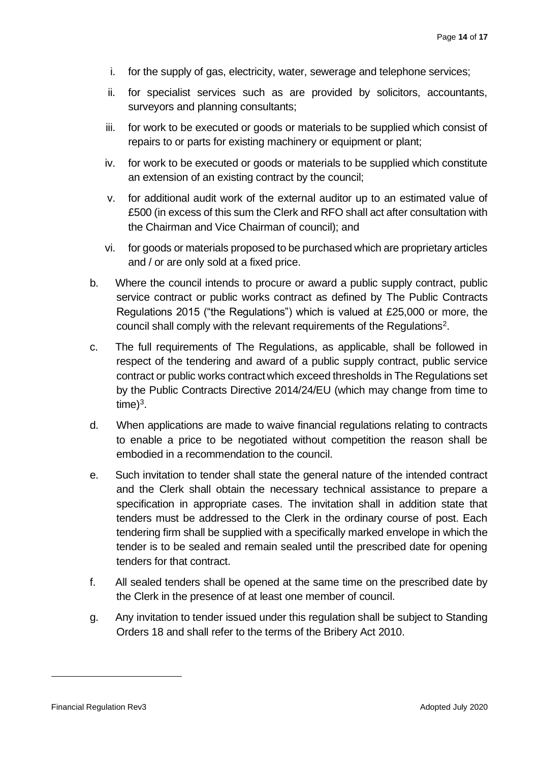i. for the supply of gas, electricity, water, sewerage and telephone services;

ii. for specialist services such as are provided by solicitors, accountants, surveyors and planning consultants;

iii. for work to be executed or goods or materials to be supplied which consist of repairs to or parts for existing machinery or equipment or plant;

iv. for work to be executed or goods or materials to be supplied which constitute an extension of an existing contract by the council;

v. for additional audit work of the external auditor up to an estimated value of £500 (in excess of this sum the Clerk and RFO shall act after consultation with the Chairman and Vice Chairman of council); and

vi. for goods or materials proposed to be purchased which are proprietary articles and / or are only sold at a fixed price.

b. Where the council intends to procure or award a public supply contract, public service contract or public works contract as defined by The Public Contracts Regulations 2015 ("the Regulations") which is valued at £25,000 or more, the council shall comply with the relevant requirements of the Regulations[2].

c. The full requirements of The Regulations, as applicable, shall be followed in respect of the tendering and award of a public supply contract, public service contract or public works contract which exceed thresholds in The Regulations set by the Public Contracts Directive 2014/24/EU (which may change from time to time)[3].

d. When applications are made to waive financial regulations relating to contracts to enable a price to be negotiated without competition the reason shall be embodied in a recommendation to the council.

e. Such invitation to tender shall state the general nature of the intended contract and the Clerk shall obtain the necessary technical assistance to prepare a specification in appropriate cases. The invitation shall in addition state that tenders must be addressed to the Clerk in the ordinary course of post. Each tendering firm shall be supplied with a specifically marked envelope in which the tender is to be sealed and remain sealed until the prescribed date for opening tenders for that contract.

f. All sealed tenders shall be opened at the same time on the prescribed date by the Clerk in the presence of at least one member of council.

g. Any invitation to tender issued under this regulation shall be subject to Standing Orders 18 and shall refer to the terms of the Bribery Act 2010.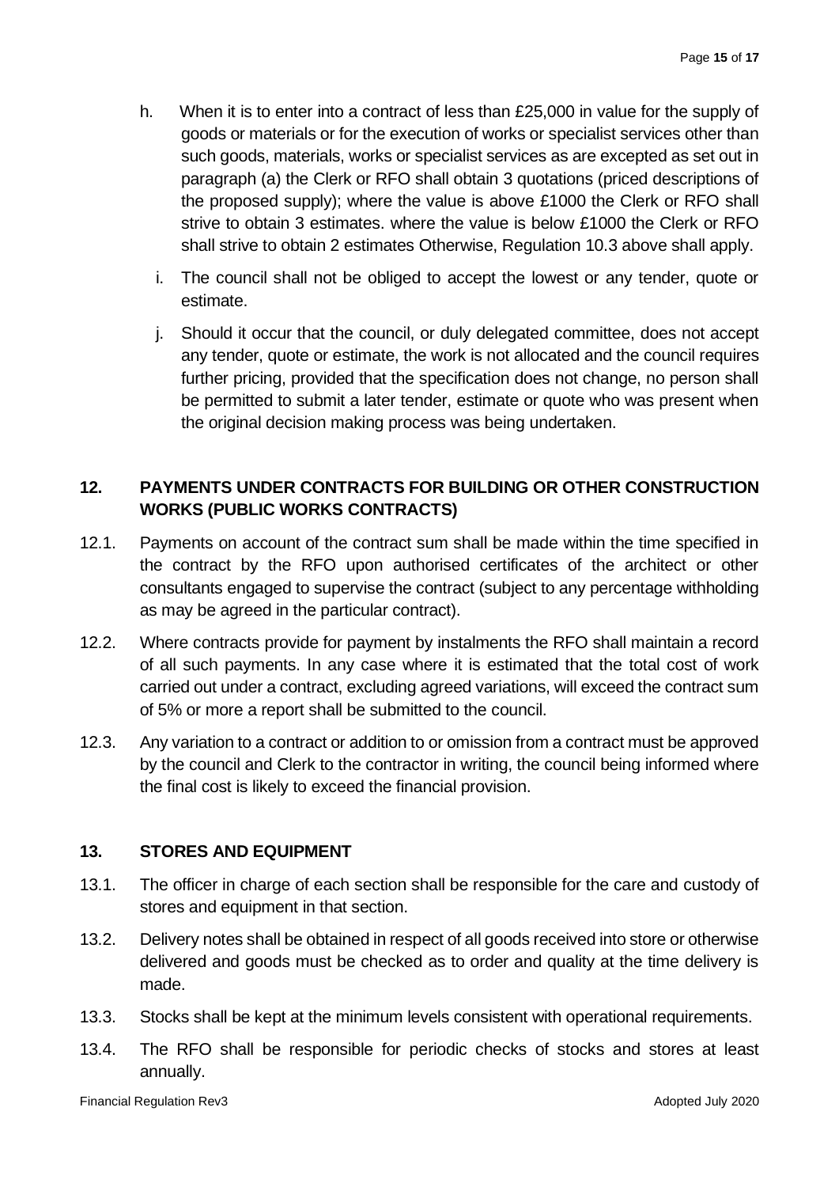h. When it is to enter into a contract of less than £25,000 in value for the supply of goods or materials or for the execution of works or specialist services other than such goods, materials, works or specialist services as are excepted as set out in paragraph (a) the Clerk or RFO shall obtain 3 quotations (priced descriptions of the proposed supply); where the value is above £1000 the Clerk or RFO shall strive to obtain 3 estimates. where the value is below £1000 the Clerk or RFO shall strive to obtain 2 estimates Otherwise, Regulation 10.3 above shall apply.

i. The council shall not be obliged to accept the lowest or any tender, quote or estimate.

j. Should it occur that the council, or duly delegated committee, does not accept any tender, quote or estimate, the work is not allocated and the council requires further pricing, provided that the specification does not change, no person shall be permitted to submit a later tender, estimate or quote who was present when the original decision making process was being undertaken.

## 12. PAYMENTS UNDER CONTRACTS FOR BUILDING OR OTHER CONSTRUCTION WORKS (PUBLIC WORKS CONTRACTS)

12.1. Payments on account of the contract sum shall be made within the time specified in the contract by the RFO upon authorised certificates of the architect or other consultants engaged to supervise the contract (subject to any percentage withholding as may be agreed in the particular contract).

12.2. Where contracts provide for payment by instalments the RFO shall maintain a record of all such payments. In any case where it is estimated that the total cost of work carried out under a contract, excluding agreed variations, will exceed the contract sum of 5% or more a report shall be submitted to the council.

12.3. Any variation to a contract or addition to or omission from a contract must be approved by the council and Clerk to the contractor in writing, the council being informed where the final cost is likely to exceed the financial provision.

## 13. STORES AND EQUIPMENT

13.1. The officer in charge of each section shall be responsible for the care and custody of stores and equipment in that section.

13.2. Delivery notes shall be obtained in respect of all goods received into store or otherwise delivered and goods must be checked as to order and quality at the time delivery is made.

13.3. Stocks shall be kept at the minimum levels consistent with operational requirements.

13.4. The RFO shall be responsible for periodic checks of stocks and stores at least annually.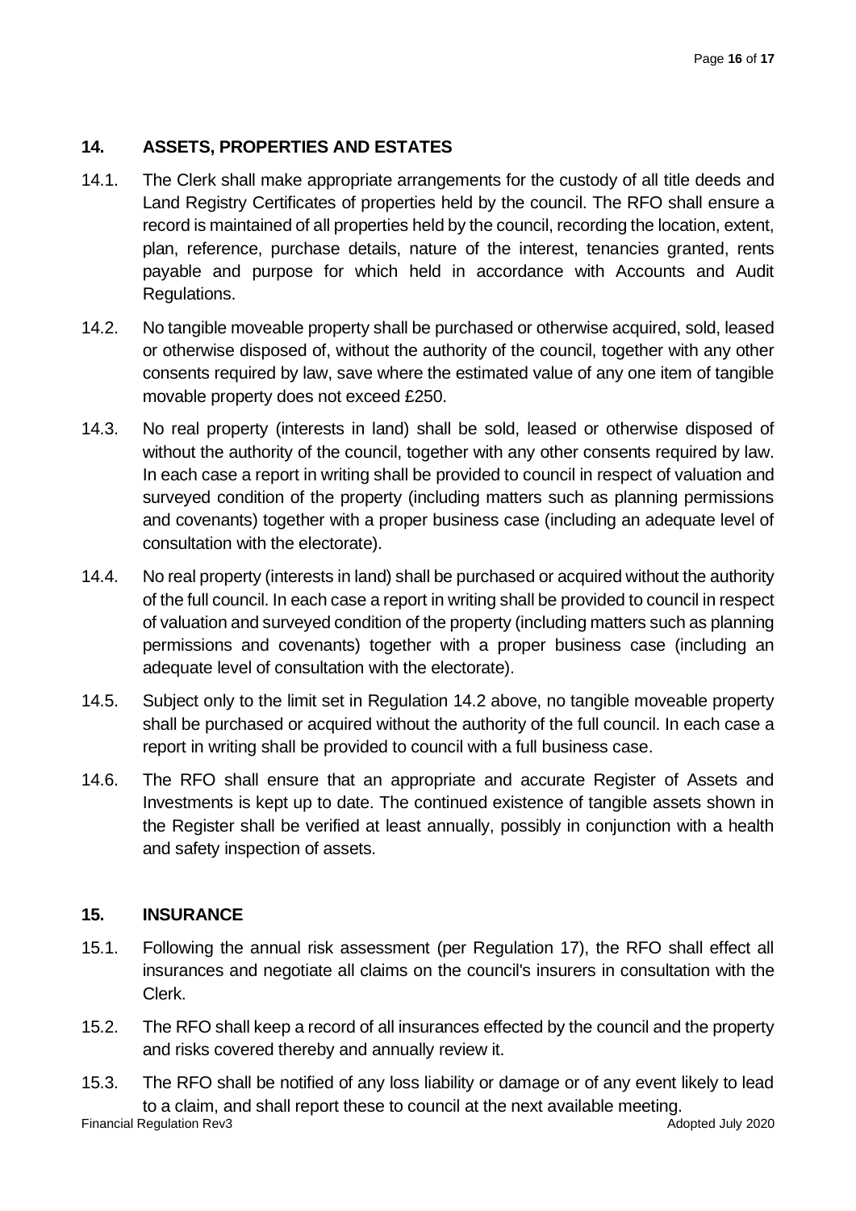## 14. ASSETS, PROPERTIES AND ESTATES

14.1. The Clerk shall make appropriate arrangements for the custody of all title deeds and Land Registry Certificates of properties held by the council. The RFO shall ensure a record is maintained of all properties held by the council, recording the location, extent, plan, reference, purchase details, nature of the interest, tenancies granted, rents payable and purpose for which held in accordance with Accounts and Audit Regulations.

14.2. No tangible moveable property shall be purchased or otherwise acquired, sold, leased or otherwise disposed of, without the authority of the council, together with any other consents required by law, save where the estimated value of any one item of tangible movable property does not exceed £250.

14.3. No real property (interests in land) shall be sold, leased or otherwise disposed of without the authority of the council, together with any other consents required by law. In each case a report in writing shall be provided to council in respect of valuation and surveyed condition of the property (including matters such as planning permissions and covenants) together with a proper business case (including an adequate level of consultation with the electorate).

14.4. No real property (interests in land) shall be purchased or acquired without the authority of the full council. In each case a report in writing shall be provided to council in respect of valuation and surveyed condition of the property (including matters such as planning permissions and covenants) together with a proper business case (including an adequate level of consultation with the electorate).

14.5. Subject only to the limit set in Regulation 14.2 above, no tangible moveable property shall be purchased or acquired without the authority of the full council. In each case a report in writing shall be provided to council with a full business case.

14.6. The RFO shall ensure that an appropriate and accurate Register of Assets and Investments is kept up to date. The continued existence of tangible assets shown in the Register shall be verified at least annually, possibly in conjunction with a health and safety inspection of assets.

## 15. INSURANCE

15.1. Following the annual risk assessment (per Regulation 17), the RFO shall effect all insurances and negotiate all claims on the council's insurers in consultation with the Clerk.

15.2. The RFO shall keep a record of all insurances effected by the council and the property and risks covered thereby and annually review it.

15.3. The RFO shall be notified of any loss liability or damage or of any event likely to lead to a claim, and shall report these to council at the next available meeting.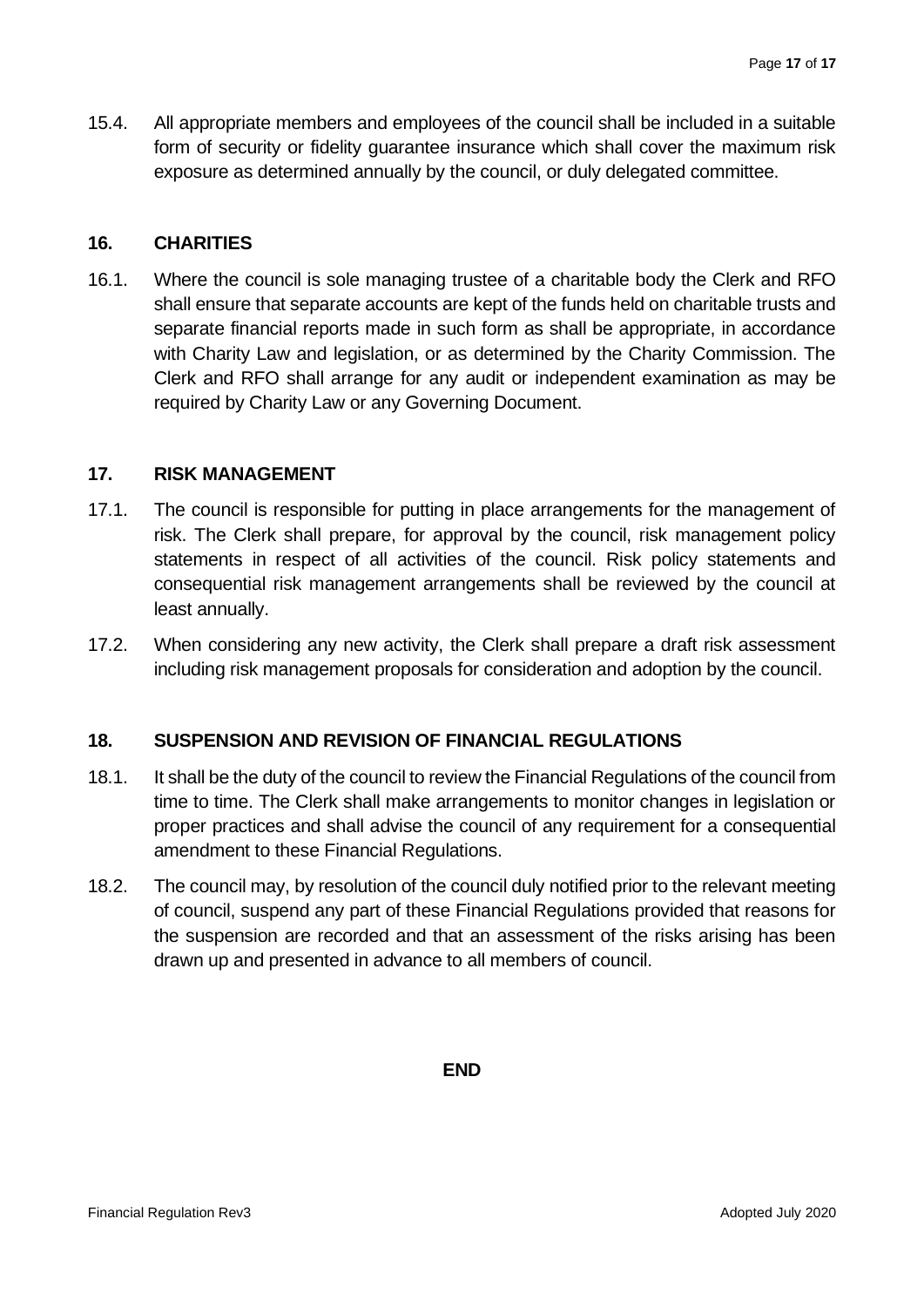15.4. All appropriate members and employees of the council shall be included in a suitable form of security or fidelity guarantee insurance which shall cover the maximum risk exposure as determined annually by the council, or duly delegated committee.

## 16. CHARITIES

16.1. Where the council is sole managing trustee of a charitable body the Clerk and RFO shall ensure that separate accounts are kept of the funds held on charitable trusts and separate financial reports made in such form as shall be appropriate, in accordance with Charity Law and legislation, or as determined by the Charity Commission. The Clerk and RFO shall arrange for any audit or independent examination as may be required by Charity Law or any Governing Document.

## 17. RISK MANAGEMENT

17.1. The council is responsible for putting in place arrangements for the management of risk. The Clerk shall prepare, for approval by the council, risk management policy statements in respect of all activities of the council. Risk policy statements and consequential risk management arrangements shall be reviewed by the council at least annually.

17.2. When considering any new activity, the Clerk shall prepare a draft risk assessment including risk management proposals for consideration and adoption by the council.

## 18. SUSPENSION AND REVISION OF FINANCIAL REGULATIONS

18.1. It shall be the duty of the council to review the Financial Regulations of the council from time to time. The Clerk shall make arrangements to monitor changes in legislation or proper practices and shall advise the council of any requirement for a consequential amendment to these Financial Regulations.

18.2. The council may, by resolution of the council duly notified prior to the relevant meeting of council, suspend any part of these Financial Regulations provided that reasons for the suspension are recorded and that an assessment of the risks arising has been drawn up and presented in advance to all members of council.

**END**